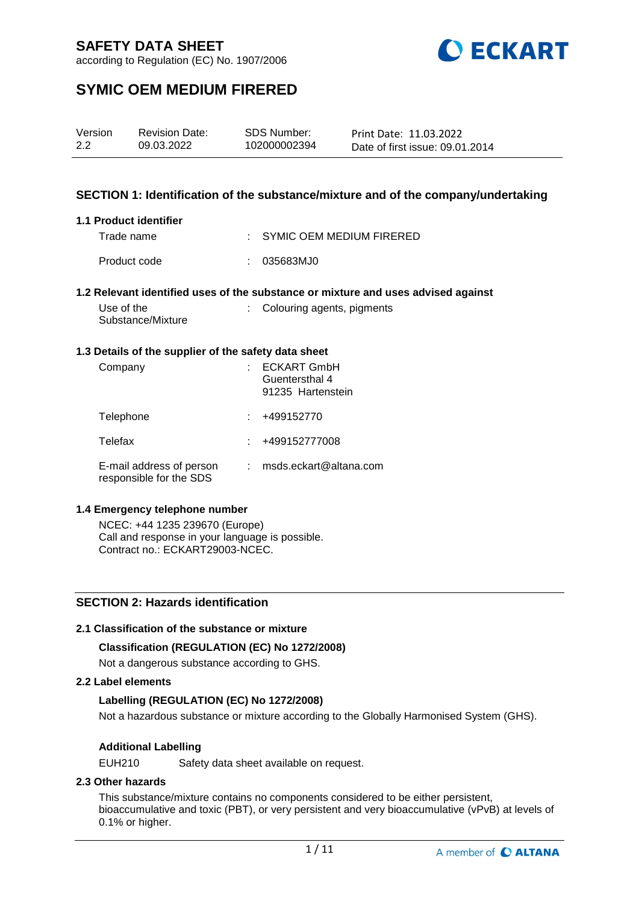# SAFETY DATA SHEET

according to Regulation (EC) No. 1907/2006

# SYMIC OEM MEDIUM FIRERED

| Version | Revision Date: | SDS Number: | Print Date: 11.03.2022 |
|---|---|---|---|
| 2.2 | 09.03.2022 | 102000002394 | Date of first issue: 09.01.2014 |

## SECTION 1: Identification of the substance/mixture and of the company/undertaking

### 1.1 Product identifier

Trade name : SYMIC OEM MEDIUM FIRERED

Product code : 035683MJ0

### 1.2 Relevant identified uses of the substance or mixture and uses advised against

Use of the Substance/Mixture : Colouring agents, pigments

### 1.3 Details of the supplier of the safety data sheet

Company : ECKART GmbH
Guentersthal 4
91235 Hartenstein

Telephone : +499152770

Telefax : +499152777008

E-mail address of person responsible for the SDS : msds.eckart@altana.com

### 1.4 Emergency telephone number

NCEC: +44 1235 239670 (Europe)
Call and response in your language is possible.
Contract no.: ECKART29003-NCEC.

## SECTION 2: Hazards identification

### 2.1 Classification of the substance or mixture

**Classification (REGULATION (EC) No 1272/2008)**

Not a dangerous substance according to GHS.

### 2.2 Label elements

**Labelling (REGULATION (EC) No 1272/2008)**

Not a hazardous substance or mixture according to the Globally Harmonised System (GHS).

**Additional Labelling**

EUH210 Safety data sheet available on request.

### 2.3 Other hazards

This substance/mixture contains no components considered to be either persistent, bioaccumulative and toxic (PBT), or very persistent and very bioaccumulative (vPvB) at levels of 0.1% or higher.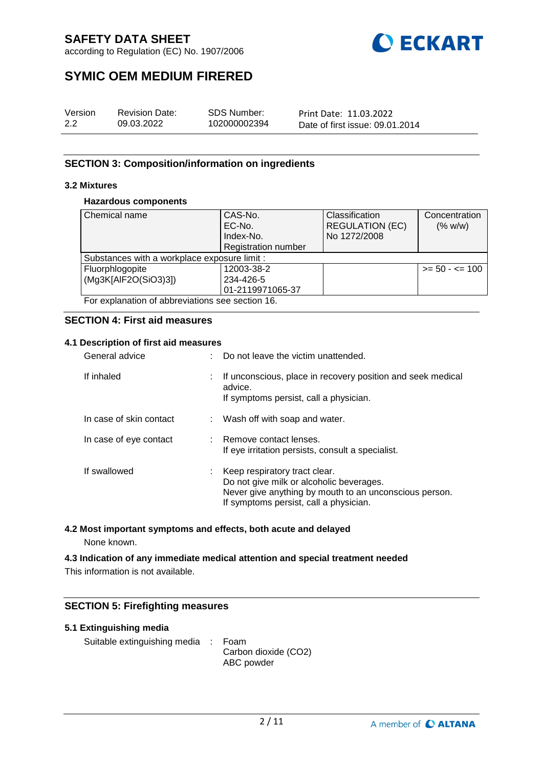## SECTION 3: Composition/information on ingredients

### 3.2 Mixtures

**Hazardous components**

| Chemical name | CAS-No.<br>EC-No.<br>Index-No.<br>Registration number | Classification<br>REGULATION (EC)<br>No 1272/2008 | Concentration<br>(% w/w) |
|---|---|---|---|
| Substances with a workplace exposure limit : | | | |
| Fluorphlogopite<br>(Mg3K[AlF2O(SiO3)3]) | 12003-38-2<br>234-426-5<br>01-2119971065-37 | | >= 50 - <= 100 |

For explanation of abbreviations see section 16.

## SECTION 4: First aid measures

### 4.1 Description of first aid measures

General advice : Do not leave the victim unattended.

If inhaled : If unconscious, place in recovery position and seek medical advice.
If symptoms persist, call a physician.

In case of skin contact : Wash off with soap and water.

In case of eye contact : Remove contact lenses.
If eye irritation persists, consult a specialist.

If swallowed : Keep respiratory tract clear.
Do not give milk or alcoholic beverages.
Never give anything by mouth to an unconscious person.
If symptoms persist, call a physician.

### 4.2 Most important symptoms and effects, both acute and delayed

None known.

### 4.3 Indication of any immediate medical attention and special treatment needed

This information is not available.

## SECTION 5: Firefighting measures

### 5.1 Extinguishing media

Suitable extinguishing media : Foam
Carbon dioxide ($CO_2$)
ABC powder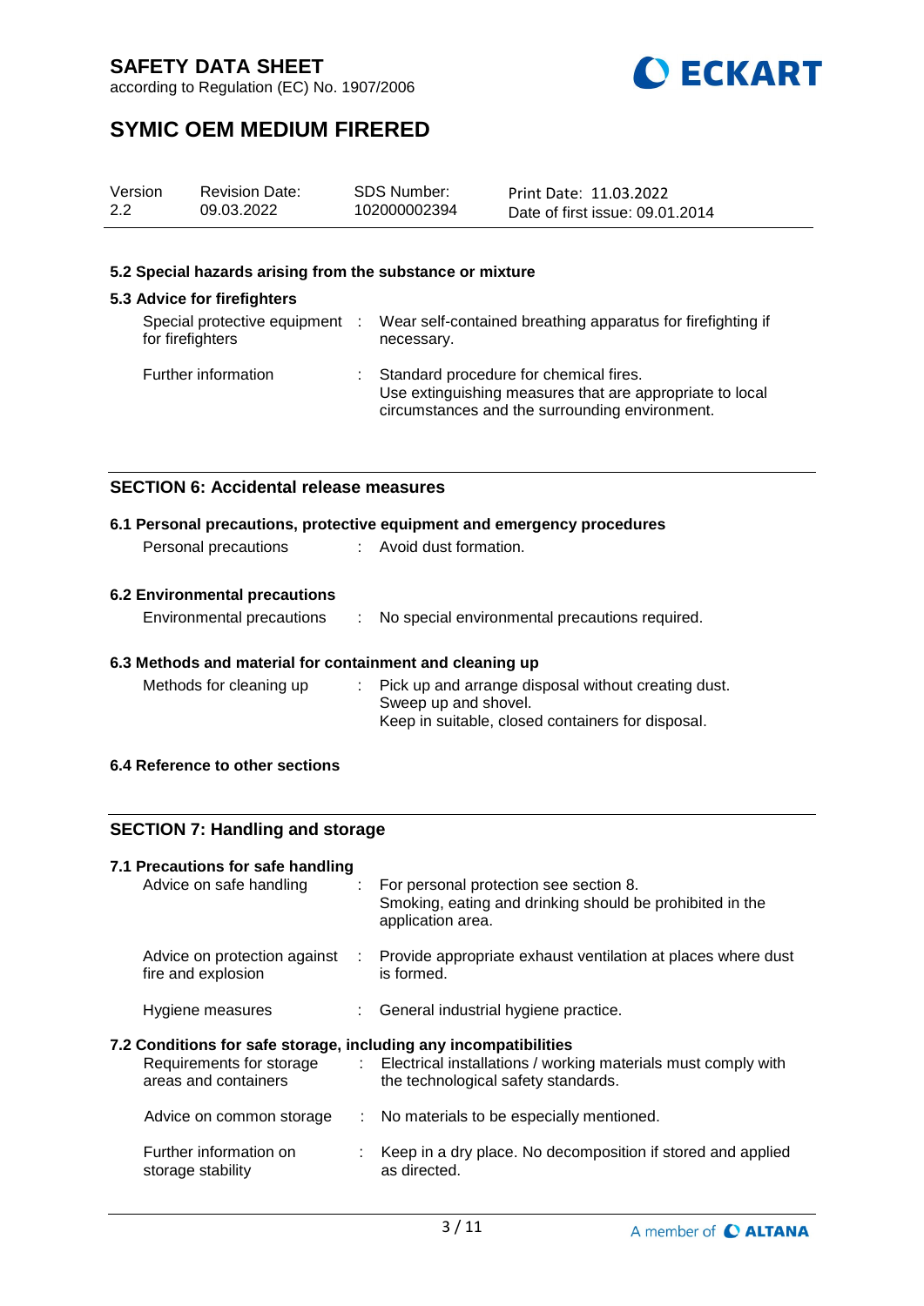#### 5.2 Special hazards arising from the substance or mixture

#### 5.3 Advice for firefighters

| | | |
|---|---|---|
| Special protective equipment for firefighters | : | Wear self-contained breathing apparatus for firefighting if necessary. |
| Further information | : | Standard procedure for chemical fires.<br>Use extinguishing measures that are appropriate to local circumstances and the surrounding environment. |

## SECTION 6: Accidental release measures

#### 6.1 Personal precautions, protective equipment and emergency procedures

| | | |
|---|---|---|
| Personal precautions | : | Avoid dust formation. |

#### 6.2 Environmental precautions

| | | |
|---|---|---|
| Environmental precautions | : | No special environmental precautions required. |

#### 6.3 Methods and material for containment and cleaning up

| | | |
|---|---|---|
| Methods for cleaning up | : | Pick up and arrange disposal without creating dust.<br>Sweep up and shovel.<br>Keep in suitable, closed containers for disposal. |

#### 6.4 Reference to other sections

## SECTION 7: Handling and storage

#### 7.1 Precautions for safe handling

| | | |
|---|---|---|
| Advice on safe handling | : | For personal protection see section 8.<br>Smoking, eating and drinking should be prohibited in the application area. |
| Advice on protection against fire and explosion | : | Provide appropriate exhaust ventilation at places where dust is formed. |
| Hygiene measures | : | General industrial hygiene practice. |

#### 7.2 Conditions for safe storage, including any incompatibilities

| | | |
|---|---|---|
| Requirements for storage areas and containers | : | Electrical installations / working materials must comply with the technological safety standards. |
| Advice on common storage | : | No materials to be especially mentioned. |
| Further information on storage stability | : | Keep in a dry place. No decomposition if stored and applied as directed. |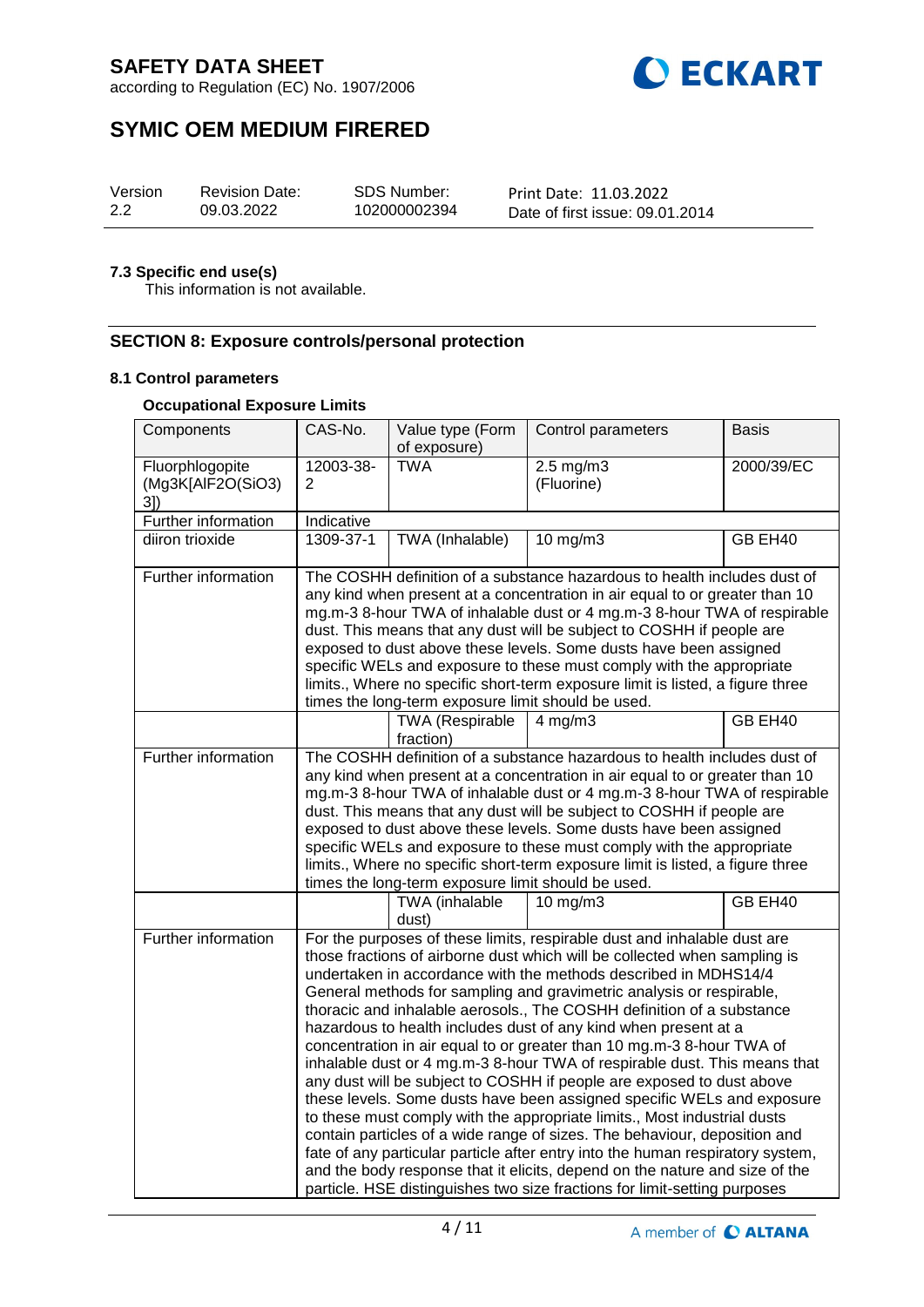# SAFETY DATA SHEET

according to Regulation (EC) No. 1907/2006

# SYMIC OEM MEDIUM FIRERED

| Version | Revision Date: | SDS Number: | Print Date: 11.03.2022 |
|---|---|---|---|
| 2.2 | 09.03.2022 | 102000002394 | Date of first issue: 09.01.2014 |

### 7.3 Specific end use(s)

This information is not available.

## SECTION 8: Exposure controls/personal protection

### 8.1 Control parameters

**Occupational Exposure Limits**

| Components | CAS-No. | Value type (Form of exposure) | Control parameters | Basis |
|---|---|---|---|---|
| Fluorphlogopite (Mg3K[AlF2O(SiO3)3]) | 12003-38-2 | TWA | 2.5 mg/m3 (Fluorine) | 2000/39/EC |
| Further information | Indicative | | | |
| diiron trioxide | 1309-37-1 | TWA (Inhalable) | 10 mg/m3 | GB EH40 |
| Further information | The COSHH definition of a substance hazardous to health includes dust of any kind when present at a concentration in air equal to or greater than 10 mg.m-3 8-hour TWA of inhalable dust or 4 mg.m-3 8-hour TWA of respirable dust. This means that any dust will be subject to COSHH if people are exposed to dust above these levels. Some dusts have been assigned specific WELs and exposure to these must comply with the appropriate limits., Where no specific short-term exposure limit is listed, a figure three times the long-term exposure limit should be used. | | | |
| | | TWA (Respirable fraction) | 4 mg/m3 | GB EH40 |
| Further information | The COSHH definition of a substance hazardous to health includes dust of any kind when present at a concentration in air equal to or greater than 10 mg.m-3 8-hour TWA of inhalable dust or 4 mg.m-3 8-hour TWA of respirable dust. This means that any dust will be subject to COSHH if people are exposed to dust above these levels. Some dusts have been assigned specific WELs and exposure to these must comply with the appropriate limits., Where no specific short-term exposure limit is listed, a figure three times the long-term exposure limit should be used. | | | |
| | | TWA (inhalable dust) | 10 mg/m3 | GB EH40 |
| Further information | For the purposes of these limits, respirable dust and inhalable dust are those fractions of airborne dust which will be collected when sampling is undertaken in accordance with the methods described in MDHS14/4 General methods for sampling and gravimetric analysis or respirable, thoracic and inhalable aerosols., The COSHH definition of a substance hazardous to health includes dust of any kind when present at a concentration in air equal to or greater than 10 mg.m-3 8-hour TWA of inhalable dust or 4 mg.m-3 8-hour TWA of respirable dust. This means that any dust will be subject to COSHH if people are exposed to dust above these levels. Some dusts have been assigned specific WELs and exposure to these must comply with the appropriate limits., Most industrial dusts contain particles of a wide range of sizes. The behaviour, deposition and fate of any particular particle after entry into the human respiratory system, and the body response that it elicits, depend on the nature and size of the particle. HSE distinguishes two size fractions for limit-setting purposes | | | |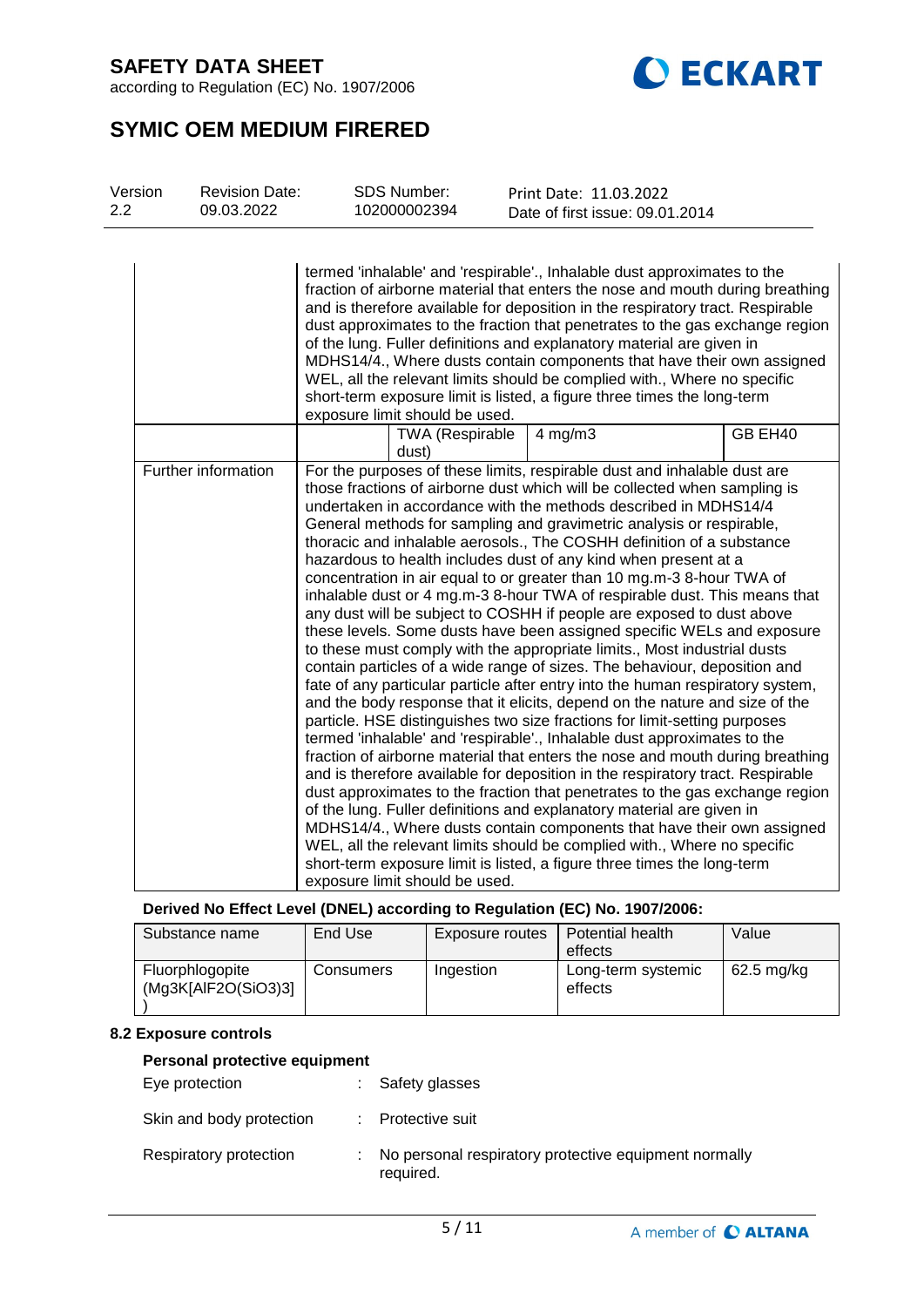| | | | | |
|---|---|---|---|---|
| | termed 'inhalable' and 'respirable'., Inhalable dust approximates to the fraction of airborne material that enters the nose and mouth during breathing and is therefore available for deposition in the respiratory tract. Respirable dust approximates to the fraction that penetrates to the gas exchange region of the lung. Fuller definitions and explanatory material are given in MDHS14/4., Where dusts contain components that have their own assigned WEL, all the relevant limits should be complied with., Where no specific short-term exposure limit is listed, a figure three times the long-term exposure limit should be used. | | | |
| | | TWA (Respirable dust) | 4 mg/m3 | GB EH40 |
| Further information | For the purposes of these limits, respirable dust and inhalable dust are those fractions of airborne dust which will be collected when sampling is undertaken in accordance with the methods described in MDHS14/4 General methods for sampling and gravimetric analysis or respirable, thoracic and inhalable aerosols., The COSHH definition of a substance hazardous to health includes dust of any kind when present at a concentration in air equal to or greater than 10 mg.m-3 8-hour TWA of inhalable dust or 4 mg.m-3 8-hour TWA of respirable dust. This means that any dust will be subject to COSHH if people are exposed to dust above these levels. Some dusts have been assigned specific WELs and exposure to these must comply with the appropriate limits., Most industrial dusts contain particles of a wide range of sizes. The behaviour, deposition and fate of any particular particle after entry into the human respiratory system, and the body response that it elicits, depend on the nature and size of the particle. HSE distinguishes two size fractions for limit-setting purposes termed 'inhalable' and 'respirable'., Inhalable dust approximates to the fraction of airborne material that enters the nose and mouth during breathing and is therefore available for deposition in the respiratory tract. Respirable dust approximates to the fraction that penetrates to the gas exchange region of the lung. Fuller definitions and explanatory material are given in MDHS14/4., Where dusts contain components that have their own assigned WEL, all the relevant limits should be complied with., Where no specific short-term exposure limit is listed, a figure three times the long-term exposure limit should be used. | | | |

**Derived No Effect Level (DNEL) according to Regulation (EC) No. 1907/2006:**

| Substance name | End Use | Exposure routes | Potential health effects | Value |
|---|---|---|---|---|
| Fluorphlogopite (Mg3K[AlF2O(SiO3)3]) | Consumers | Ingestion | Long-term systemic effects | 62.5 mg/kg |

### 8.2 Exposure controls

**Personal protective equipment**

Eye protection : Safety glasses

Skin and body protection : Protective suit

Respiratory protection : No personal respiratory protective equipment normally required.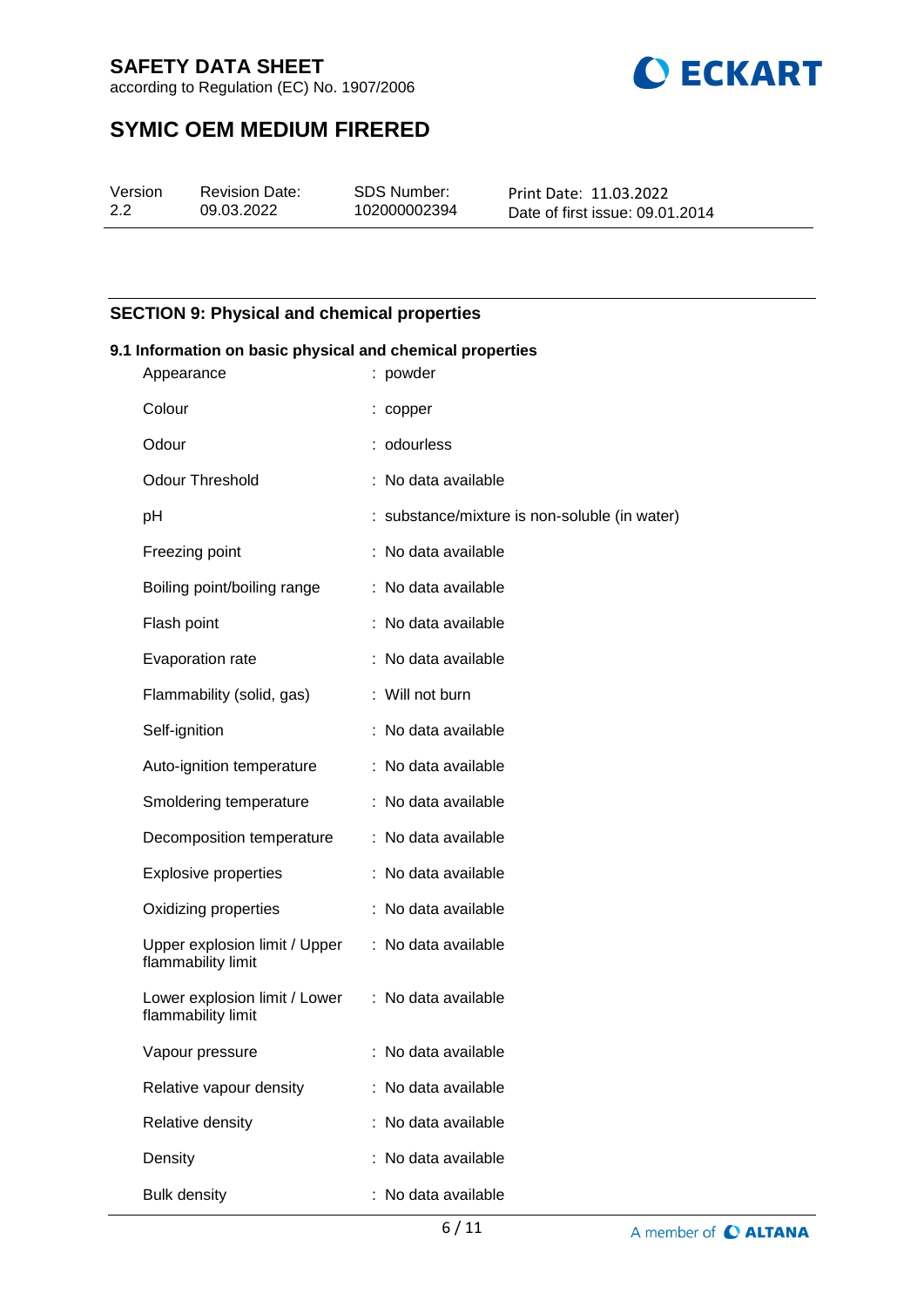## SECTION 9: Physical and chemical properties

### 9.1 Information on basic physical and chemical properties

| | |
|---|---|
| Appearance | : powder |
| Colour | : copper |
| Odour | : odourless |
| Odour Threshold | : No data available |
| pH | : substance/mixture is non-soluble (in water) |
| Freezing point | : No data available |
| Boiling point/boiling range | : No data available |
| Flash point | : No data available |
| Evaporation rate | : No data available |
| Flammability (solid, gas) | : Will not burn |
| Self-ignition | : No data available |
| Auto-ignition temperature | : No data available |
| Smoldering temperature | : No data available |
| Decomposition temperature | : No data available |
| Explosive properties | : No data available |
| Oxidizing properties | : No data available |
| Upper explosion limit / Upper flammability limit | : No data available |
| Lower explosion limit / Lower flammability limit | : No data available |
| Vapour pressure | : No data available |
| Relative vapour density | : No data available |
| Relative density | : No data available |
| Density | : No data available |
| Bulk density | : No data available |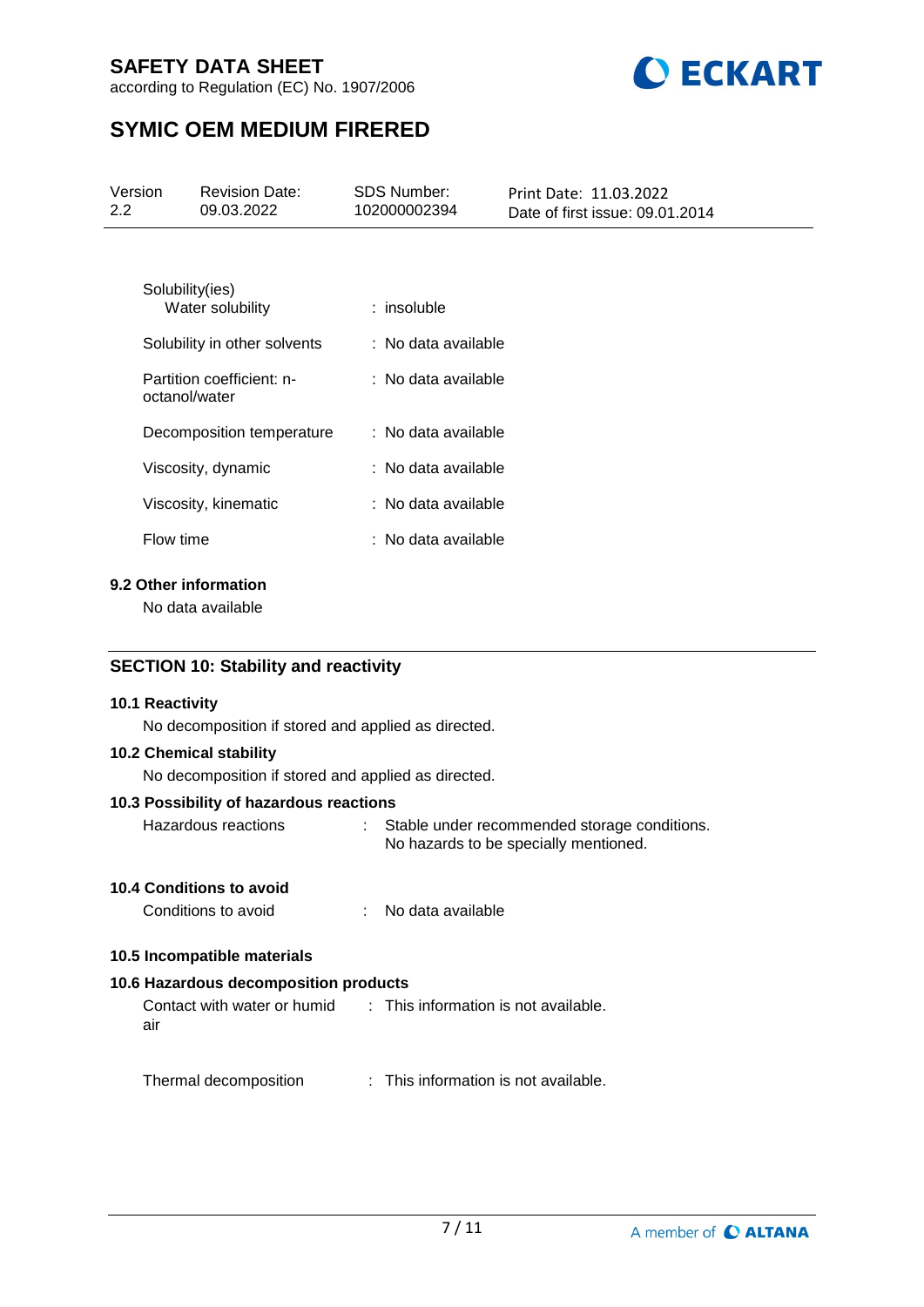| | | |
|---|---|---|
| Solubility(ies) | | |
| Water solubility | : | insoluble |
| Solubility in other solvents | : | No data available |
| Partition coefficient: n-octanol/water | : | No data available |
| Decomposition temperature | : | No data available |
| Viscosity, dynamic | : | No data available |
| Viscosity, kinematic | : | No data available |
| Flow time | : | No data available |

### 9.2 Other information

No data available

## SECTION 10: Stability and reactivity

### 10.1 Reactivity

No decomposition if stored and applied as directed.

### 10.2 Chemical stability

No decomposition if stored and applied as directed.

### 10.3 Possibility of hazardous reactions

| | | |
|---|---|---|
| Hazardous reactions | : | Stable under recommended storage conditions.<br>No hazards to be specially mentioned. |

### 10.4 Conditions to avoid

| | | |
|---|---|---|
| Conditions to avoid | : | No data available |

### 10.5 Incompatible materials

### 10.6 Hazardous decomposition products

| | | |
|---|---|---|
| Contact with water or humid air | : | This information is not available. |
| Thermal decomposition | : | This information is not available. |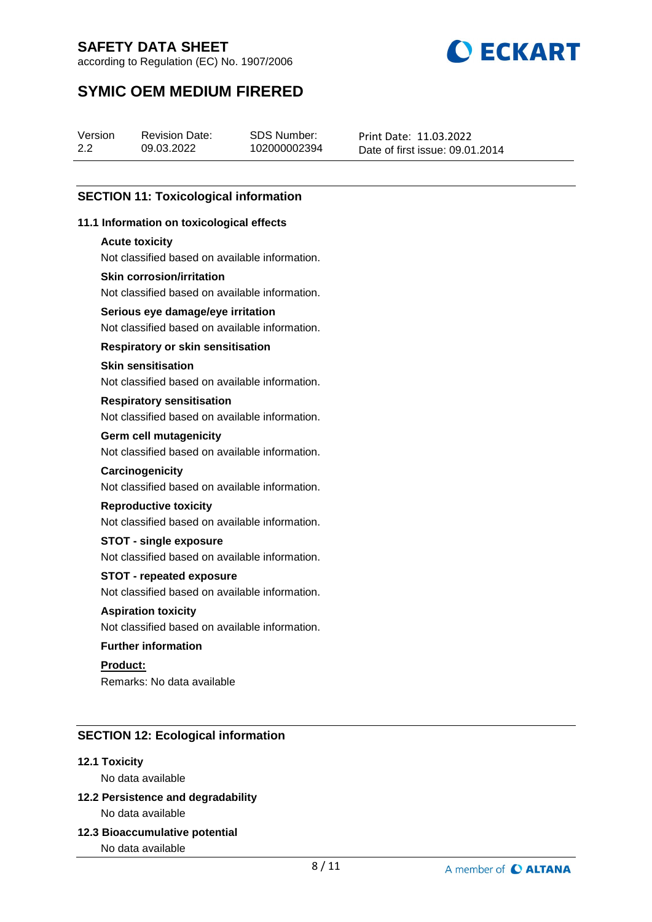## SECTION 11: Toxicological information

### 11.1 Information on toxicological effects

**Acute toxicity**

Not classified based on available information.

**Skin corrosion/irritation**

Not classified based on available information.

**Serious eye damage/eye irritation**

Not classified based on available information.

**Respiratory or skin sensitisation**

**Skin sensitisation**

Not classified based on available information.

**Respiratory sensitisation**

Not classified based on available information.

**Germ cell mutagenicity**

Not classified based on available information.

**Carcinogenicity**

Not classified based on available information.

**Reproductive toxicity**

Not classified based on available information.

**STOT - single exposure**

Not classified based on available information.

**STOT - repeated exposure**

Not classified based on available information.

**Aspiration toxicity**

Not classified based on available information.

**Further information**

**Product:**

Remarks: No data available

## SECTION 12: Ecological information

### 12.1 Toxicity

No data available

### 12.2 Persistence and degradability

No data available

### 12.3 Bioaccumulative potential

No data available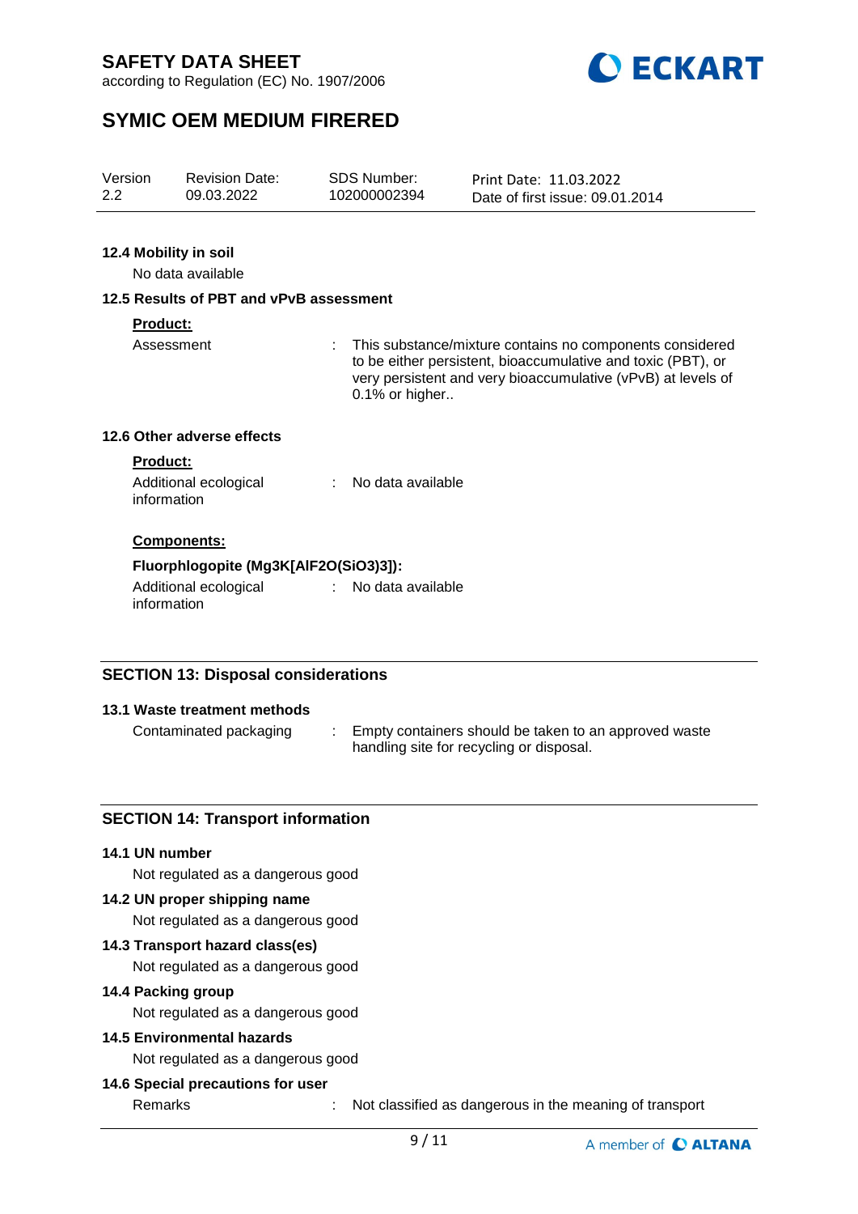### 12.4 Mobility in soil

No data available

### 12.5 Results of PBT and vPvB assessment

**Product:**

| | |
|---|---|
| Assessment | : This substance/mixture contains no components considered to be either persistent, bioaccumulative and toxic (PBT), or very persistent and very bioaccumulative (vPvB) at levels of 0.1% or higher.. |

### 12.6 Other adverse effects

**Product:**

| | |
|---|---|
| Additional ecological information | : No data available |

**Components:**

**Fluorphlogopite ($Mg_3K[AlF_2O(SiO_3)_3]$):**

| | |
|---|---|
| Additional ecological information | : No data available |

## SECTION 13: Disposal considerations

### 13.1 Waste treatment methods

| | |
|---|---|
| Contaminated packaging | : Empty containers should be taken to an approved waste handling site for recycling or disposal. |

## SECTION 14: Transport information

### 14.1 UN number

Not regulated as a dangerous good

### 14.2 UN proper shipping name

Not regulated as a dangerous good

### 14.3 Transport hazard class(es)

Not regulated as a dangerous good

### 14.4 Packing group

Not regulated as a dangerous good

### 14.5 Environmental hazards

Not regulated as a dangerous good

### 14.6 Special precautions for user

| | |
|---|---|
| Remarks | : Not classified as dangerous in the meaning of transport |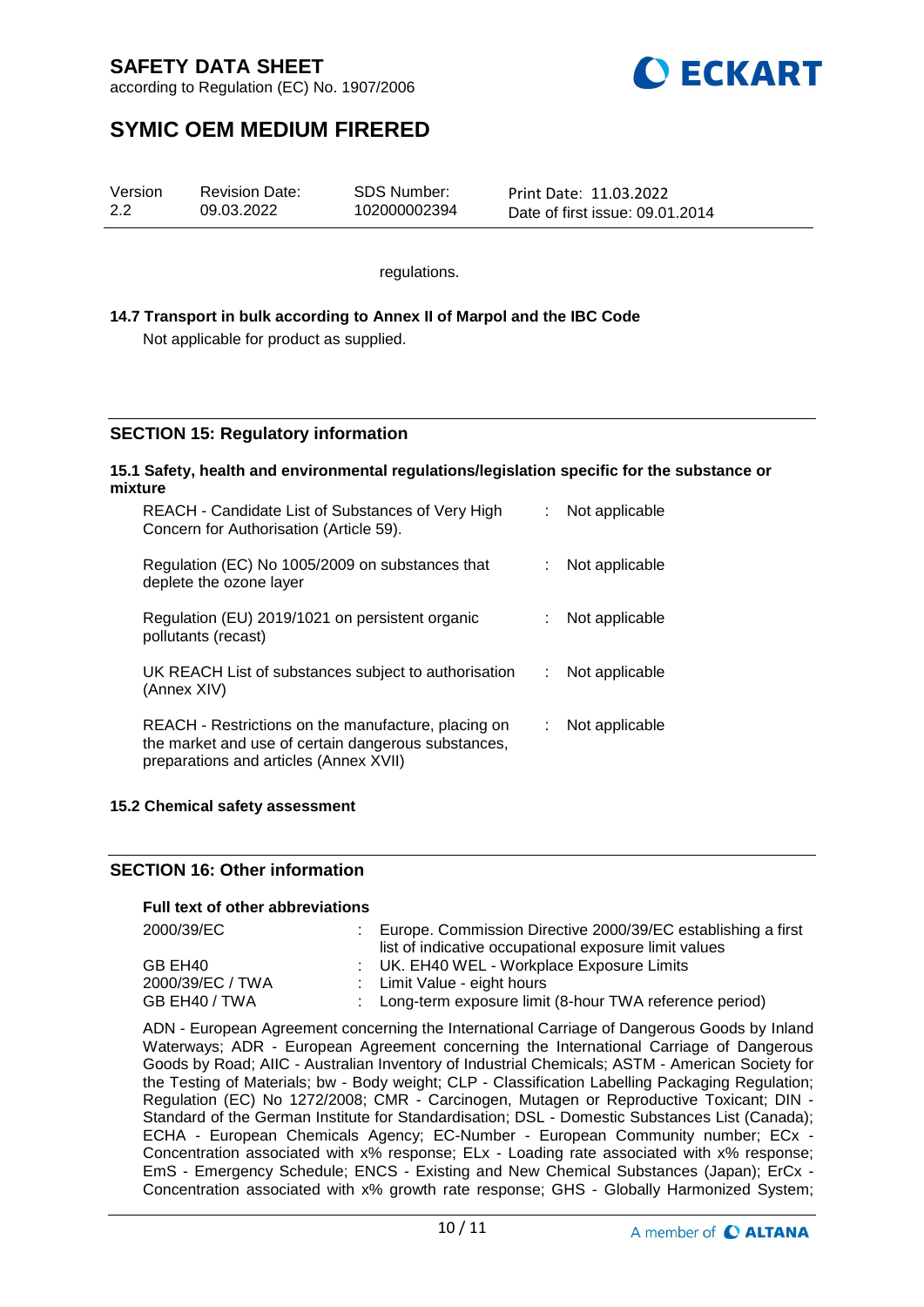regulations.

**14.7 Transport in bulk according to Annex II of Marpol and the IBC Code**

Not applicable for product as supplied.

## SECTION 15: Regulatory information

**15.1 Safety, health and environmental regulations/legislation specific for the substance or mixture**

| | | |
|---|---|---|
| REACH - Candidate List of Substances of Very High Concern for Authorisation (Article 59). | : | Not applicable |
| Regulation (EC) No 1005/2009 on substances that deplete the ozone layer | : | Not applicable |
| Regulation (EU) 2019/1021 on persistent organic pollutants (recast) | : | Not applicable |
| UK REACH List of substances subject to authorisation (Annex XIV) | : | Not applicable |
| REACH - Restrictions on the manufacture, placing on the market and use of certain dangerous substances, preparations and articles (Annex XVII) | : | Not applicable |

**15.2 Chemical safety assessment**

## SECTION 16: Other information

**Full text of other abbreviations**

| | | |
|---|---|---|
| 2000/39/EC | : | Europe. Commission Directive 2000/39/EC establishing a first list of indicative occupational exposure limit values |
| GB EH40 | : | UK. EH40 WEL - Workplace Exposure Limits |
| 2000/39/EC / TWA | : | Limit Value - eight hours |
| GB EH40 / TWA | : | Long-term exposure limit (8-hour TWA reference period) |

ADN - European Agreement concerning the International Carriage of Dangerous Goods by Inland Waterways; ADR - European Agreement concerning the International Carriage of Dangerous Goods by Road; AIIC - Australian Inventory of Industrial Chemicals; ASTM - American Society for the Testing of Materials; bw - Body weight; CLP - Classification Labelling Packaging Regulation; Regulation (EC) No 1272/2008; CMR - Carcinogen, Mutagen or Reproductive Toxicant; DIN - Standard of the German Institute for Standardisation; DSL - Domestic Substances List (Canada); ECHA - European Chemicals Agency; EC-Number - European Community number; ECx - Concentration associated with x% response; ELx - Loading rate associated with x% response; EmS - Emergency Schedule; ENCS - Existing and New Chemical Substances (Japan); ErCx - Concentration associated with x% growth rate response; GHS - Globally Harmonized System;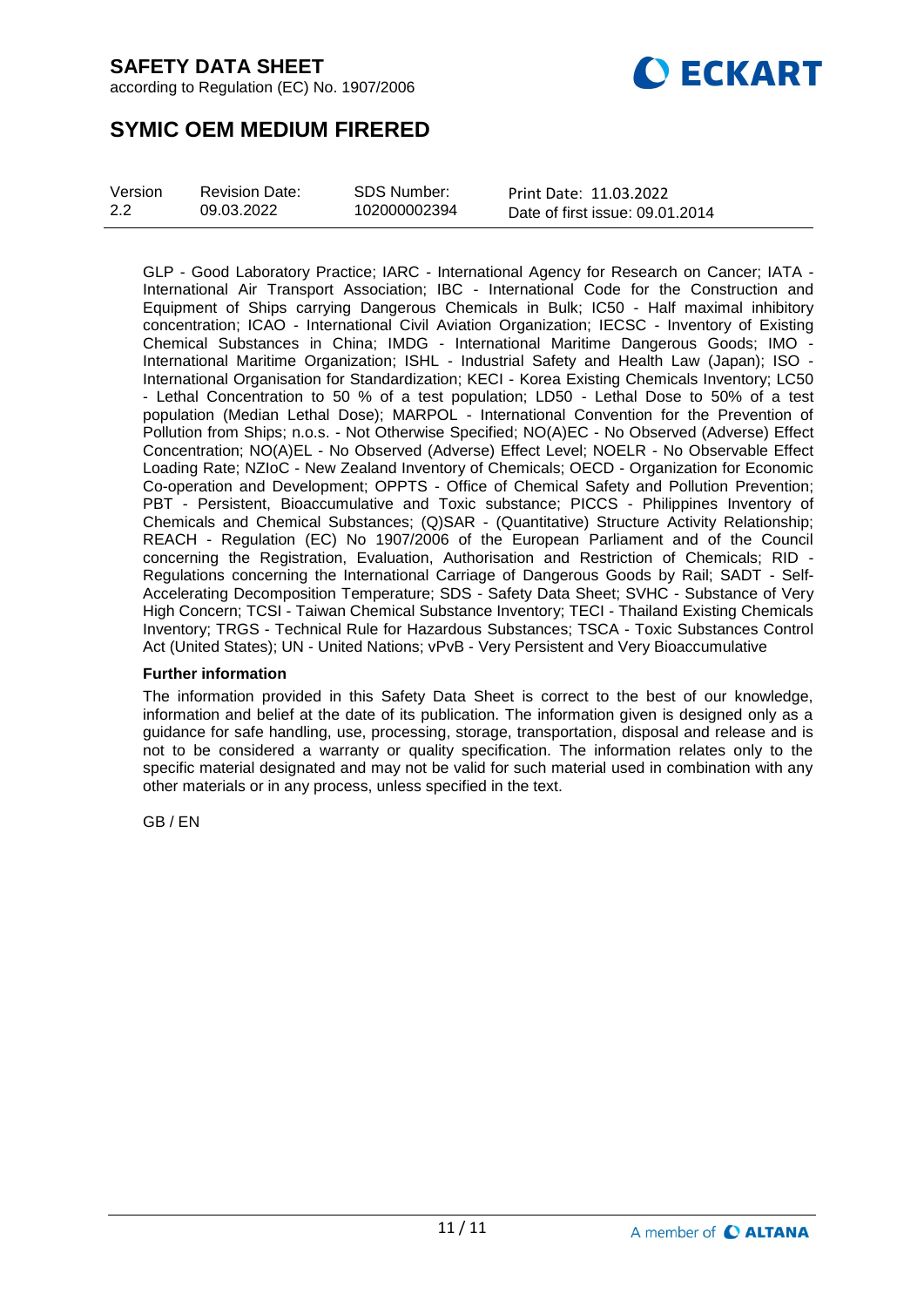GLP - Good Laboratory Practice; IARC - International Agency for Research on Cancer; IATA - International Air Transport Association; IBC - International Code for the Construction and Equipment of Ships carrying Dangerous Chemicals in Bulk; IC50 - Half maximal inhibitory concentration; ICAO - International Civil Aviation Organization; IECSC - Inventory of Existing Chemical Substances in China; IMDG - International Maritime Dangerous Goods; IMO - International Maritime Organization; ISHL - Industrial Safety and Health Law (Japan); ISO - International Organisation for Standardization; KECI - Korea Existing Chemicals Inventory; LC50 - Lethal Concentration to 50 % of a test population; LD50 - Lethal Dose to 50% of a test population (Median Lethal Dose); MARPOL - International Convention for the Prevention of Pollution from Ships; n.o.s. - Not Otherwise Specified; NO(A)EC - No Observed (Adverse) Effect Concentration; NO(A)EL - No Observed (Adverse) Effect Level; NOELR - No Observable Effect Loading Rate; NZIoC - New Zealand Inventory of Chemicals; OECD - Organization for Economic Co-operation and Development; OPPTS - Office of Chemical Safety and Pollution Prevention; PBT - Persistent, Bioaccumulative and Toxic substance; PICCS - Philippines Inventory of Chemicals and Chemical Substances; (Q)SAR - (Quantitative) Structure Activity Relationship; REACH - Regulation (EC) No 1907/2006 of the European Parliament and of the Council concerning the Registration, Evaluation, Authorisation and Restriction of Chemicals; RID - Regulations concerning the International Carriage of Dangerous Goods by Rail; SADT - Self-Accelerating Decomposition Temperature; SDS - Safety Data Sheet; SVHC - Substance of Very High Concern; TCSI - Taiwan Chemical Substance Inventory; TECI - Thailand Existing Chemicals Inventory; TRGS - Technical Rule for Hazardous Substances; TSCA - Toxic Substances Control Act (United States); UN - United Nations; vPvB - Very Persistent and Very Bioaccumulative

**Further information**

The information provided in this Safety Data Sheet is correct to the best of our knowledge, information and belief at the date of its publication. The information given is designed only as a guidance for safe handling, use, processing, storage, transportation, disposal and release and is not to be considered a warranty or quality specification. The information relates only to the specific material designated and may not be valid for such material used in combination with any other materials or in any process, unless specified in the text.

GB / EN